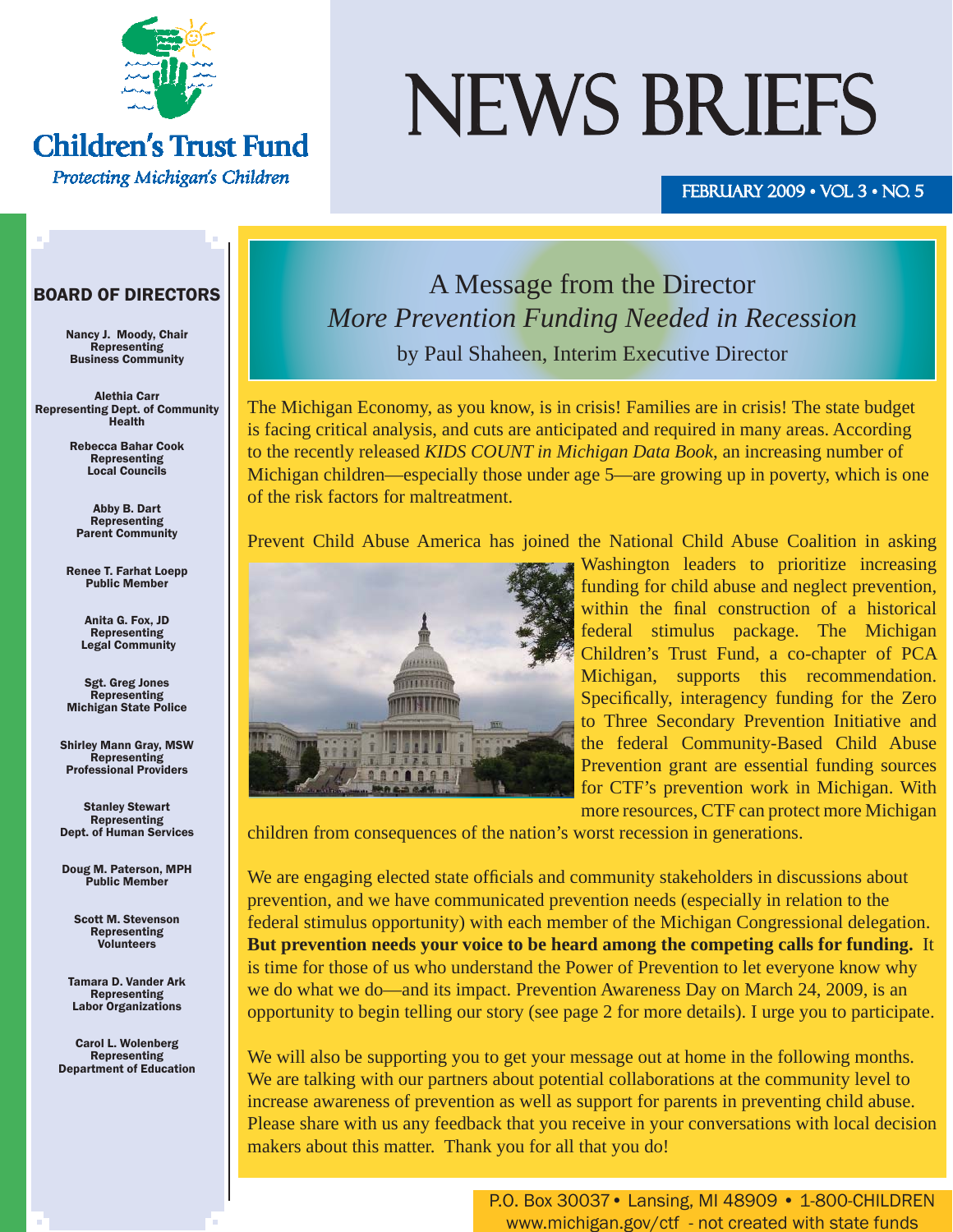# Children's Trust Fund

*Protecting Michigan's Children*

# NEWS BRIEFS

FEBRUARY 2009 • VOL 3 • NO. 5

## BOARD OF DIRECTORS

**Nancy J. Moody, Chair**
Representing
Business Community

**Alethia Carr**
Representing Dept. of Community Health

**Rebecca Bahar Cook**
Representing
Local Councils

**Abby B. Dart**
Representing
Parent Community

**Renee T. Farhat Loepp**
Public Member

**Anita G. Fox, JD**
Representing
Legal Community

**Sgt. Greg Jones**
Representing
Michigan State Police

**Shirley Mann Gray, MSW**
Representing
Professional Providers

**Stanley Stewart**
Representing
Dept. of Human Services

**Doug M. Paterson, MPH**
Public Member

**Scott M. Stevenson**
Representing
Volunteers

**Tamara D. Vander Ark**
Representing
Labor Organizations

**Carol L. Wolenberg**
Representing
Department of Education

## A Message from the Director

### *More Prevention Funding Needed in Recession*

by Paul Shaheen, Interim Executive Director

The Michigan Economy, as you know, is in crisis! Families are in crisis! The state budget is facing critical analysis, and cuts are anticipated and required in many areas. According to the recently released *KIDS COUNT in Michigan Data Book*, an increasing number of Michigan children—especially those under age 5—are growing up in poverty, which is one of the risk factors for maltreatment.

Prevent Child Abuse America has joined the National Child Abuse Coalition in asking Washington leaders to prioritize increasing funding for child abuse and neglect prevention, within the final construction of a historical federal stimulus package. The Michigan Children's Trust Fund, a co-chapter of PCA Michigan, supports this recommendation. Specifically, interagency funding for the Zero to Three Secondary Prevention Initiative and the federal Community-Based Child Abuse Prevention grant are essential funding sources for CTF's prevention work in Michigan. With more resources, CTF can protect more Michigan children from consequences of the nation's worst recession in generations.

We are engaging elected state officials and community stakeholders in discussions about prevention, and we have communicated prevention needs (especially in relation to the federal stimulus opportunity) with each member of the Michigan Congressional delegation. **But prevention needs your voice to be heard among the competing calls for funding.** It is time for those of us who understand the Power of Prevention to let everyone know why we do what we do—and its impact. Prevention Awareness Day on March 24, 2009, is an opportunity to begin telling our story (see page 2 for more details). I urge you to participate.

We will also be supporting you to get your message out at home in the following months. We are talking with our partners about potential collaborations at the community level to increase awareness of prevention as well as support for parents in preventing child abuse. Please share with us any feedback that you receive in your conversations with local decision makers about this matter. Thank you for all that you do!

P.O. Box 30037 • Lansing, MI 48909 • 1-800-CHILDREN
www.michigan.gov/ctf - not created with state funds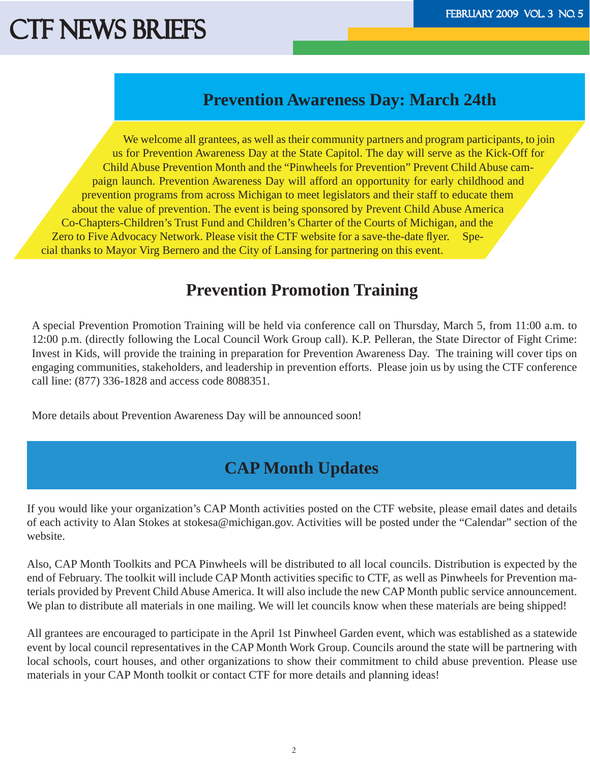## Prevention Awareness Day: March 24th

We welcome all grantees, as well as their community partners and program participants, to join us for Prevention Awareness Day at the State Capitol. The day will serve as the Kick-Off for Child Abuse Prevention Month and the "Pinwheels for Prevention" Prevent Child Abuse campaign launch. Prevention Awareness Day will afford an opportunity for early childhood and prevention programs from across Michigan to meet legislators and their staff to educate them about the value of prevention. The event is being sponsored by Prevent Child Abuse America Co-Chapters-Children's Trust Fund and Children's Charter of the Courts of Michigan, and the Zero to Five Advocacy Network. Please visit the CTF website for a save-the-date flyer. Special thanks to Mayor Virg Bernero and the City of Lansing for partnering on this event.

## Prevention Promotion Training

A special Prevention Promotion Training will be held via conference call on Thursday, March 5, from 11:00 a.m. to 12:00 p.m. (directly following the Local Council Work Group call). K.P. Pelleran, the State Director of Fight Crime: Invest in Kids, will provide the training in preparation for Prevention Awareness Day. The training will cover tips on engaging communities, stakeholders, and leadership in prevention efforts. Please join us by using the CTF conference call line: (877) 336-1828 and access code 8088351.

More details about Prevention Awareness Day will be announced soon!

## CAP Month Updates

If you would like your organization's CAP Month activities posted on the CTF website, please email dates and details of each activity to Alan Stokes at stokesa@michigan.gov. Activities will be posted under the "Calendar" section of the website.

Also, CAP Month Toolkits and PCA Pinwheels will be distributed to all local councils. Distribution is expected by the end of February. The toolkit will include CAP Month activities specific to CTF, as well as Pinwheels for Prevention materials provided by Prevent Child Abuse America. It will also include the new CAP Month public service announcement. We plan to distribute all materials in one mailing. We will let councils know when these materials are being shipped!

All grantees are encouraged to participate in the April 1st Pinwheel Garden event, which was established as a statewide event by local council representatives in the CAP Month Work Group. Councils around the state will be partnering with local schools, court houses, and other organizations to show their commitment to child abuse prevention. Please use materials in your CAP Month toolkit or contact CTF for more details and planning ideas!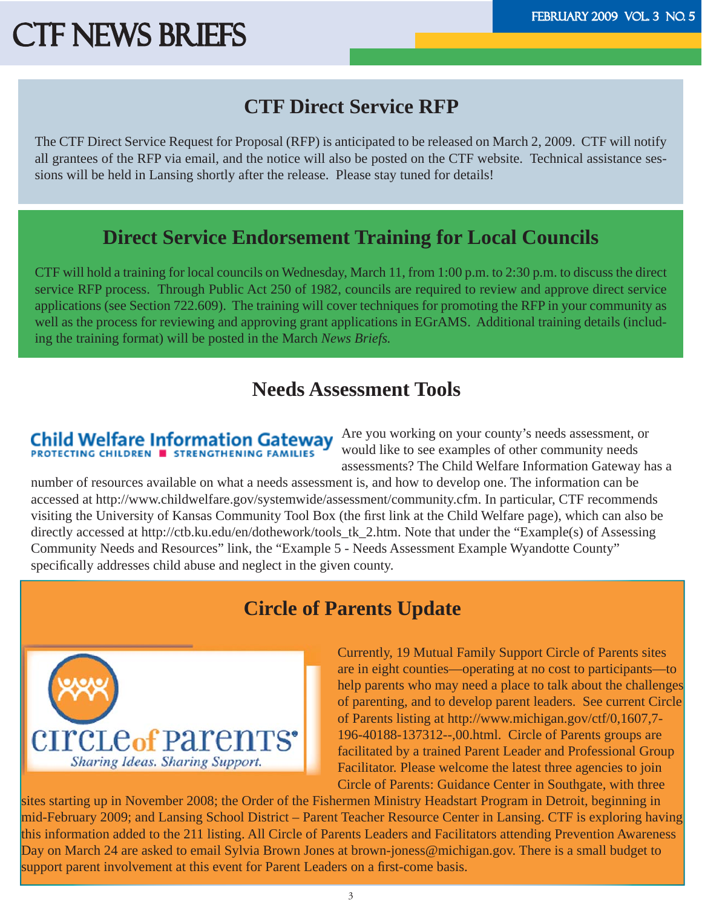## CTF Direct Service RFP

The CTF Direct Service Request for Proposal (RFP) is anticipated to be released on March 2, 2009. CTF will notify all grantees of the RFP via email, and the notice will also be posted on the CTF website. Technical assistance sessions will be held in Lansing shortly after the release. Please stay tuned for details!

## Direct Service Endorsement Training for Local Councils

CTF will hold a training for local councils on Wednesday, March 11, from 1:00 p.m. to 2:30 p.m. to discuss the direct service RFP process. Through Public Act 250 of 1982, councils are required to review and approve direct service applications (see Section 722.609). The training will cover techniques for promoting the RFP in your community as well as the process for reviewing and approving grant applications in EGrAMS. Additional training details (including the training format) will be posted in the March *News Briefs.*

## Needs Assessment Tools

Child Welfare Information Gateway
PROTECTING CHILDREN ■ STRENGTHENING FAMILIES

Are you working on your county's needs assessment, or would like to see examples of other community needs assessments? The Child Welfare Information Gateway has a number of resources available on what a needs assessment is, and how to develop one. The information can be accessed at http://www.childwelfare.gov/systemwide/assessment/community.cfm. In particular, CTF recommends visiting the University of Kansas Community Tool Box (the first link at the Child Welfare page), which can also be directly accessed at http://ctb.ku.edu/en/dothework/tools_tk_2.htm. Note that under the "Example(s) of Assessing Community Needs and Resources" link, the "Example 5 - Needs Assessment Example Wyandotte County" specifically addresses child abuse and neglect in the given county.

## Circle of Parents Update

circle of parents®
*Sharing Ideas. Sharing Support.*

Currently, 19 Mutual Family Support Circle of Parents sites are in eight counties—operating at no cost to participants—to help parents who may need a place to talk about the challenges of parenting, and to develop parent leaders. See current Circle of Parents listing at http://www.michigan.gov/ctf/0,1607,7-196-40188-137312--,00.html. Circle of Parents groups are facilitated by a trained Parent Leader and Professional Group Facilitator. Please welcome the latest three agencies to join Circle of Parents: Guidance Center in Southgate, with three sites starting up in November 2008; the Order of the Fishermen Ministry Headstart Program in Detroit, beginning in mid-February 2009; and Lansing School District – Parent Teacher Resource Center in Lansing. CTF is exploring having this information added to the 211 listing. All Circle of Parents Leaders and Facilitators attending Prevention Awareness Day on March 24 are asked to email Sylvia Brown Jones at brown-joness@michigan.gov. There is a small budget to support parent involvement at this event for Parent Leaders on a first-come basis.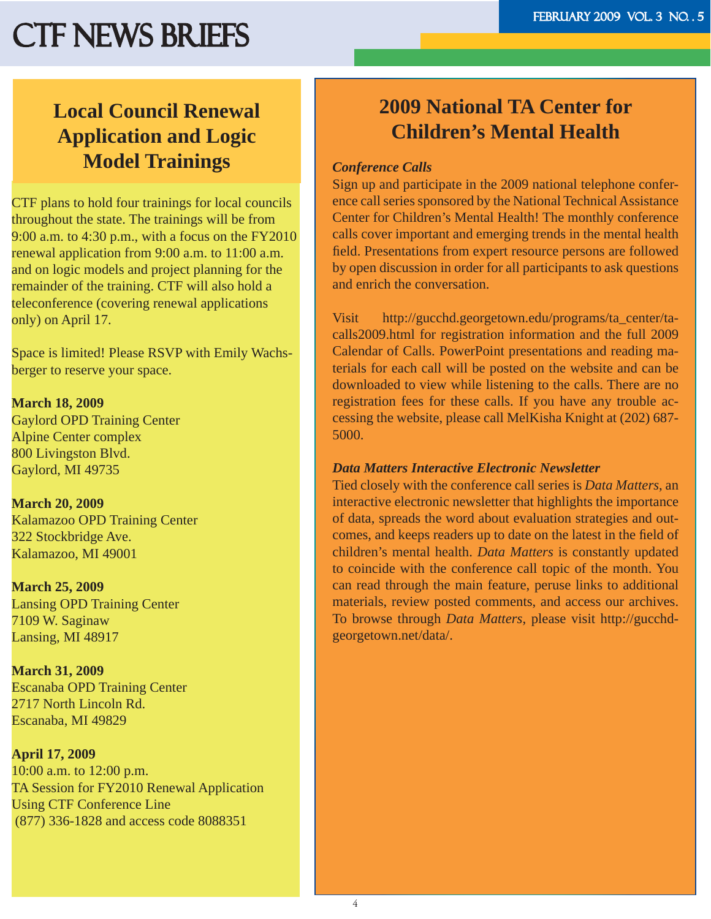## Local Council Renewal Application and Logic Model Trainings

CTF plans to hold four trainings for local councils throughout the state. The trainings will be from 9:00 a.m. to 4:30 p.m., with a focus on the FY2010 renewal application from 9:00 a.m. to 11:00 a.m. and on logic models and project planning for the remainder of the training. CTF will also hold a teleconference (covering renewal applications only) on April 17.

Space is limited! Please RSVP with Emily Wachsberger to reserve your space.

**March 18, 2009**
Gaylord OPD Training Center
Alpine Center complex
800 Livingston Blvd.
Gaylord, MI 49735

**March 20, 2009**
Kalamazoo OPD Training Center
322 Stockbridge Ave.
Kalamazoo, MI 49001

**March 25, 2009**
Lansing OPD Training Center
7109 W. Saginaw
Lansing, MI 48917

**March 31, 2009**
Escanaba OPD Training Center
2717 North Lincoln Rd.
Escanaba, MI 49829

**April 17, 2009**
10:00 a.m. to 12:00 p.m.
TA Session for FY2010 Renewal Application
Using CTF Conference Line
(877) 336-1828 and access code 8088351

## 2009 National TA Center for Children's Mental Health

***Conference Calls***

Sign up and participate in the 2009 national telephone conference call series sponsored by the National Technical Assistance Center for Children's Mental Health! The monthly conference calls cover important and emerging trends in the mental health field. Presentations from expert resource persons are followed by open discussion in order for all participants to ask questions and enrich the conversation.

Visit http://gucchd.georgetown.edu/programs/ta_center/tacalls2009.html for registration information and the full 2009 Calendar of Calls. PowerPoint presentations and reading materials for each call will be posted on the website and can be downloaded to view while listening to the calls. There are no registration fees for these calls. If you have any trouble accessing the website, please call MelKisha Knight at (202) 687-5000.

***Data Matters Interactive Electronic Newsletter***

Tied closely with the conference call series is *Data Matters*, an interactive electronic newsletter that highlights the importance of data, spreads the word about evaluation strategies and outcomes, and keeps readers up to date on the latest in the field of children's mental health. *Data Matters* is constantly updated to coincide with the conference call topic of the month. You can read through the main feature, peruse links to additional materials, review posted comments, and access our archives. To browse through *Data Matters*, please visit http://gucchdgeorgetown.net/data/.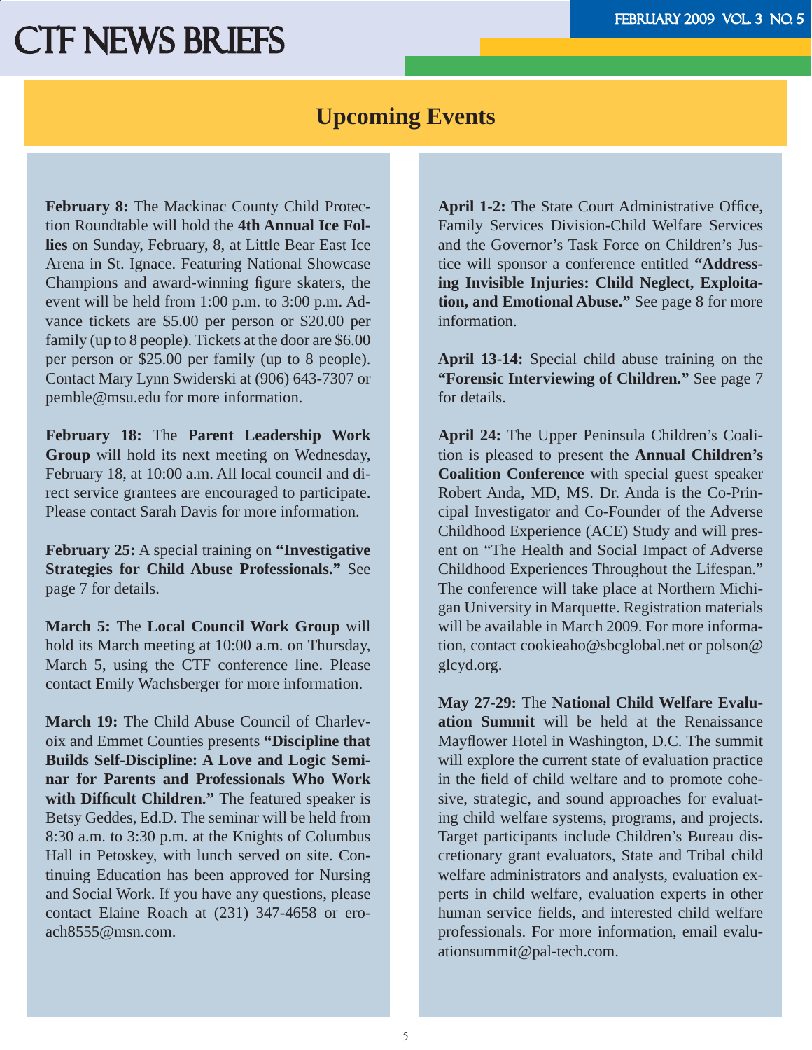## Upcoming Events

**February 8:** The Mackinac County Child Protection Roundtable will hold the **4th Annual Ice Follies** on Sunday, February, 8, at Little Bear East Ice Arena in St. Ignace. Featuring National Showcase Champions and award-winning figure skaters, the event will be held from 1:00 p.m. to 3:00 p.m. Advance tickets are $5.00 per person or $20.00 per family (up to 8 people). Tickets at the door are $6.00 per person or $25.00 per family (up to 8 people). Contact Mary Lynn Swiderski at (906) 643-7307 or pemble@msu.edu for more information.

**February 18:** The **Parent Leadership Work Group** will hold its next meeting on Wednesday, February 18, at 10:00 a.m. All local council and direct service grantees are encouraged to participate. Please contact Sarah Davis for more information.

**February 25:** A special training on **"Investigative Strategies for Child Abuse Professionals."** See page 7 for details.

**March 5:** The **Local Council Work Group** will hold its March meeting at 10:00 a.m. on Thursday, March 5, using the CTF conference line. Please contact Emily Wachsberger for more information.

**March 19:** The Child Abuse Council of Charlevoix and Emmet Counties presents **"Discipline that Builds Self-Discipline: A Love and Logic Seminar for Parents and Professionals Who Work with Difficult Children."** The featured speaker is Betsy Geddes, Ed.D. The seminar will be held from 8:30 a.m. to 3:30 p.m. at the Knights of Columbus Hall in Petoskey, with lunch served on site. Continuing Education has been approved for Nursing and Social Work. If you have any questions, please contact Elaine Roach at (231) 347-4658 or eroach8555@msn.com.

**April 1-2:** The State Court Administrative Office, Family Services Division-Child Welfare Services and the Governor's Task Force on Children's Justice will sponsor a conference entitled **"Addressing Invisible Injuries: Child Neglect, Exploitation, and Emotional Abuse."** See page 8 for more information.

**April 13-14:** Special child abuse training on the **"Forensic Interviewing of Children."** See page 7 for details.

**April 24:** The Upper Peninsula Children's Coalition is pleased to present the **Annual Children's Coalition Conference** with special guest speaker Robert Anda, MD, MS. Dr. Anda is the Co-Principal Investigator and Co-Founder of the Adverse Childhood Experience (ACE) Study and will present on "The Health and Social Impact of Adverse Childhood Experiences Throughout the Lifespan." The conference will take place at Northern Michigan University in Marquette. Registration materials will be available in March 2009. For more information, contact cookieaho@sbcglobal.net or polson@glcyd.org.

**May 27-29:** The **National Child Welfare Evaluation Summit** will be held at the Renaissance Mayflower Hotel in Washington, D.C. The summit will explore the current state of evaluation practice in the field of child welfare and to promote cohesive, strategic, and sound approaches for evaluating child welfare systems, programs, and projects. Target participants include Children's Bureau discretionary grant evaluators, State and Tribal child welfare administrators and analysts, evaluation experts in child welfare, evaluation experts in other human service fields, and interested child welfare professionals. For more information, email evaluationsummit@pal-tech.com.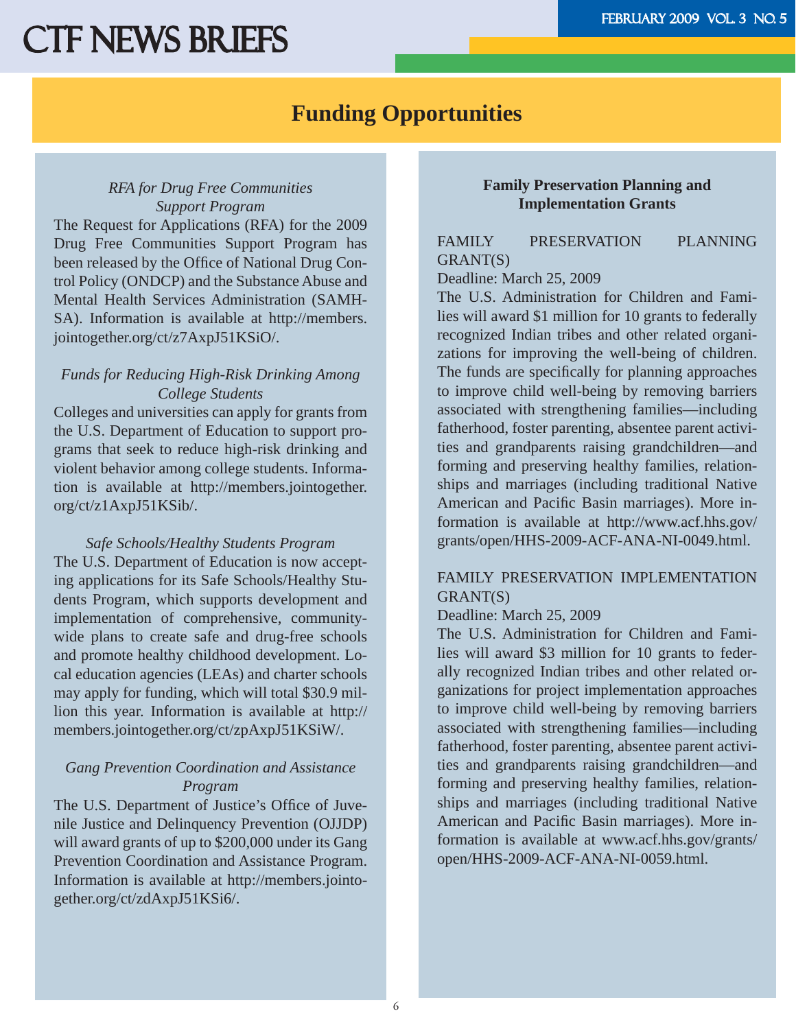# Funding Opportunities

### *RFA for Drug Free Communities Support Program*

The Request for Applications (RFA) for the 2009 Drug Free Communities Support Program has been released by the Office of National Drug Control Policy (ONDCP) and the Substance Abuse and Mental Health Services Administration (SAMHSA). Information is available at http://members.jointogether.org/ct/z7AxpJ51KSiO/.

### *Funds for Reducing High-Risk Drinking Among College Students*

Colleges and universities can apply for grants from the U.S. Department of Education to support programs that seek to reduce high-risk drinking and violent behavior among college students. Information is available at http://members.jointogether.org/ct/z1AxpJ51KSib/.

### *Safe Schools/Healthy Students Program*

The U.S. Department of Education is now accepting applications for its Safe Schools/Healthy Students Program, which supports development and implementation of comprehensive, community-wide plans to create safe and drug-free schools and promote healthy childhood development. Local education agencies (LEAs) and charter schools may apply for funding, which will total $30.9 million this year. Information is available at http://members.jointogether.org/ct/zpAxpJ51KSiW/.

### *Gang Prevention Coordination and Assistance Program*

The U.S. Department of Justice's Office of Juvenile Justice and Delinquency Prevention (OJJDP) will award grants of up to $200,000 under its Gang Prevention Coordination and Assistance Program. Information is available at http://members.jointogether.org/ct/zdAxpJ51KSi6/.

### **Family Preservation Planning and Implementation Grants**

FAMILY PRESERVATION PLANNING GRANT(S)

Deadline: March 25, 2009

The U.S. Administration for Children and Families will award $1 million for 10 grants to federally recognized Indian tribes and other related organizations for improving the well-being of children. The funds are specifically for planning approaches to improve child well-being by removing barriers associated with strengthening families—including fatherhood, foster parenting, absentee parent activities and grandparents raising grandchildren—and forming and preserving healthy families, relationships and marriages (including traditional Native American and Pacific Basin marriages). More information is available at http://www.acf.hhs.gov/grants/open/HHS-2009-ACF-ANA-NI-0049.html.

FAMILY PRESERVATION IMPLEMENTATION GRANT(S)

Deadline: March 25, 2009

The U.S. Administration for Children and Families will award $3 million for 10 grants to federally recognized Indian tribes and other related organizations for project implementation approaches to improve child well-being by removing barriers associated with strengthening families—including fatherhood, foster parenting, absentee parent activities and grandparents raising grandchildren—and forming and preserving healthy families, relationships and marriages (including traditional Native American and Pacific Basin marriages). More information is available at www.acf.hhs.gov/grants/open/HHS-2009-ACF-ANA-NI-0059.html.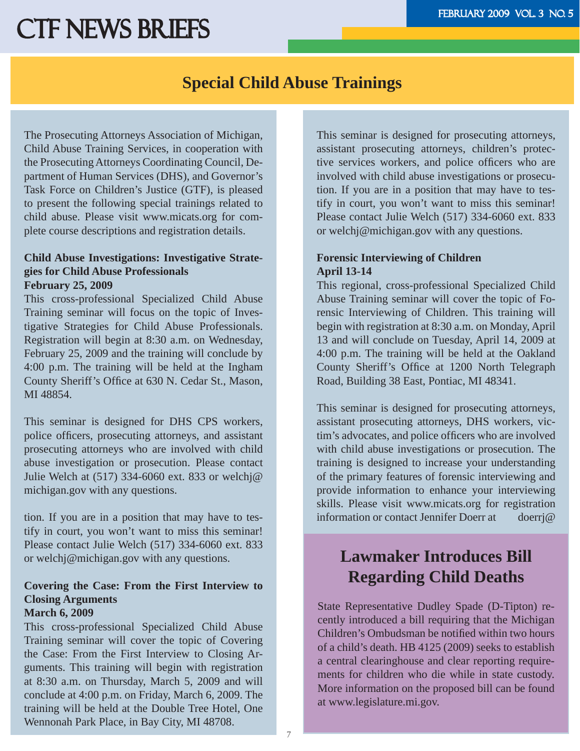# Special Child Abuse Trainings

The Prosecuting Attorneys Association of Michigan, Child Abuse Training Services, in cooperation with the Prosecuting Attorneys Coordinating Council, Department of Human Services (DHS), and Governor's Task Force on Children's Justice (GTF), is pleased to present the following special trainings related to child abuse. Please visit www.micats.org for complete course descriptions and registration details.

**Child Abuse Investigations: Investigative Strategies for Child Abuse Professionals**
**February 25, 2009**

This cross-professional Specialized Child Abuse Training seminar will focus on the topic of Investigative Strategies for Child Abuse Professionals. Registration will begin at 8:30 a.m. on Wednesday, February 25, 2009 and the training will conclude by 4:00 p.m. The training will be held at the Ingham County Sheriff's Office at 630 N. Cedar St., Mason, MI 48854.

This seminar is designed for DHS CPS workers, police officers, prosecuting attorneys, and assistant prosecuting attorneys who are involved with child abuse investigation or prosecution. Please contact Julie Welch at (517) 334-6060 ext. 833 or welchj@michigan.gov with any questions.

tion. If you are in a position that may have to testify in court, you won't want to miss this seminar! Please contact Julie Welch (517) 334-6060 ext. 833 or welchj@michigan.gov with any questions.

**Covering the Case: From the First Interview to Closing Arguments**
**March 6, 2009**

This cross-professional Specialized Child Abuse Training seminar will cover the topic of Covering the Case: From the First Interview to Closing Arguments. This training will begin with registration at 8:30 a.m. on Thursday, March 5, 2009 and will conclude at 4:00 p.m. on Friday, March 6, 2009. The training will be held at the Double Tree Hotel, One Wennonah Park Place, in Bay City, MI 48708.

This seminar is designed for prosecuting attorneys, assistant prosecuting attorneys, children's protective services workers, and police officers who are involved with child abuse investigations or prosecution. If you are in a position that may have to testify in court, you won't want to miss this seminar! Please contact Julie Welch (517) 334-6060 ext. 833 or welchj@michigan.gov with any questions.

**Forensic Interviewing of Children**
**April 13-14**

This regional, cross-professional Specialized Child Abuse Training seminar will cover the topic of Forensic Interviewing of Children. This training will begin with registration at 8:30 a.m. on Monday, April 13 and will conclude on Tuesday, April 14, 2009 at 4:00 p.m. The training will be held at the Oakland County Sheriff's Office at 1200 North Telegraph Road, Building 38 East, Pontiac, MI 48341.

This seminar is designed for prosecuting attorneys, assistant prosecuting attorneys, DHS workers, victim's advocates, and police officers who are involved with child abuse investigations or prosecution. The training is designed to increase your understanding of the primary features of forensic interviewing and provide information to enhance your interviewing skills. Please visit www.micats.org for registration information or contact Jennifer Doerr at doerrj@

# Lawmaker Introduces Bill Regarding Child Deaths

State Representative Dudley Spade (D-Tipton) recently introduced a bill requiring that the Michigan Children's Ombudsman be notified within two hours of a child's death. HB 4125 (2009) seeks to establish a central clearinghouse and clear reporting requirements for children who die while in state custody. More information on the proposed bill can be found at www.legislature.mi.gov.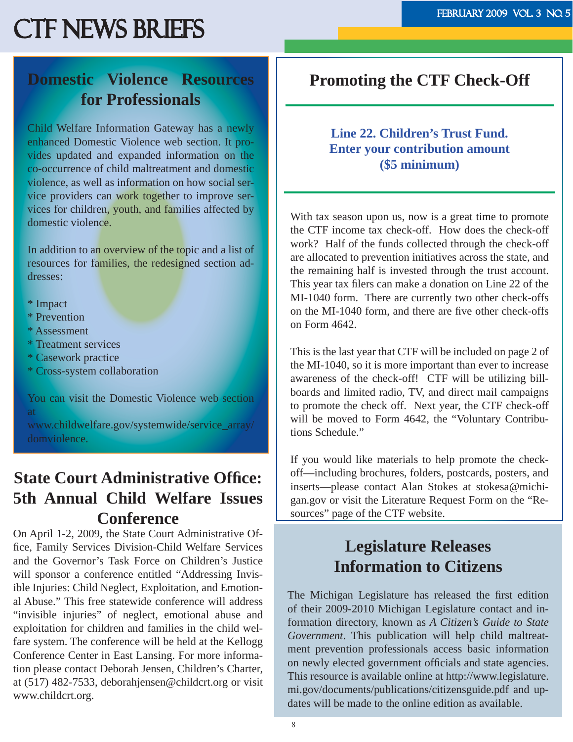# CTF NEWS BRIEFS

## Domestic Violence Resources for Professionals

Child Welfare Information Gateway has a newly enhanced Domestic Violence web section. It provides updated and expanded information on the co-occurrence of child maltreatment and domestic violence, as well as information on how social service providers can work together to improve services for children, youth, and families affected by domestic violence.

In addition to an overview of the topic and a list of resources for families, the redesigned section addresses:

* Impact
* Prevention
* Assessment
* Treatment services
* Casework practice
* Cross-system collaboration

You can visit the Domestic Violence web section at www.childwelfare.gov/systemwide/service_array/domviolence.

## State Court Administrative Office: 5th Annual Child Welfare Issues Conference

On April 1-2, 2009, the State Court Administrative Office, Family Services Division-Child Welfare Services and the Governor's Task Force on Children's Justice will sponsor a conference entitled "Addressing Invisible Injuries: Child Neglect, Exploitation, and Emotional Abuse." This free statewide conference will address "invisible injuries" of neglect, emotional abuse and exploitation for children and families in the child welfare system. The conference will be held at the Kellogg Conference Center in East Lansing. For more information please contact Deborah Jensen, Children's Charter, at (517) 482-7533, deborahjensen@childcrt.org or visit www.childcrt.org.

## Promoting the CTF Check-Off

**Line 22. Children's Trust Fund. Enter your contribution amount ($5 minimum)**

With tax season upon us, now is a great time to promote the CTF income tax check-off. How does the check-off work? Half of the funds collected through the check-off are allocated to prevention initiatives across the state, and the remaining half is invested through the trust account. This year tax filers can make a donation on Line 22 of the MI-1040 form. There are currently two other check-offs on the MI-1040 form, and there are five other check-offs on Form 4642.

This is the last year that CTF will be included on page 2 of the MI-1040, so it is more important than ever to increase awareness of the check-off! CTF will be utilizing billboards and limited radio, TV, and direct mail campaigns to promote the check off. Next year, the CTF check-off will be moved to Form 4642, the "Voluntary Contributions Schedule."

If you would like materials to help promote the check-off—including brochures, folders, postcards, posters, and inserts—please contact Alan Stokes at stokesa@michigan.gov or visit the Literature Request Form on the "Resources" page of the CTF website.

## Legislature Releases Information to Citizens

The Michigan Legislature has released the first edition of their 2009-2010 Michigan Legislature contact and information directory, known as *A Citizen's Guide to State Government*. This publication will help child maltreatment prevention professionals access basic information on newly elected government officials and state agencies. This resource is available online at http://www.legislature.mi.gov/documents/publications/citizensguide.pdf and updates will be made to the online edition as available.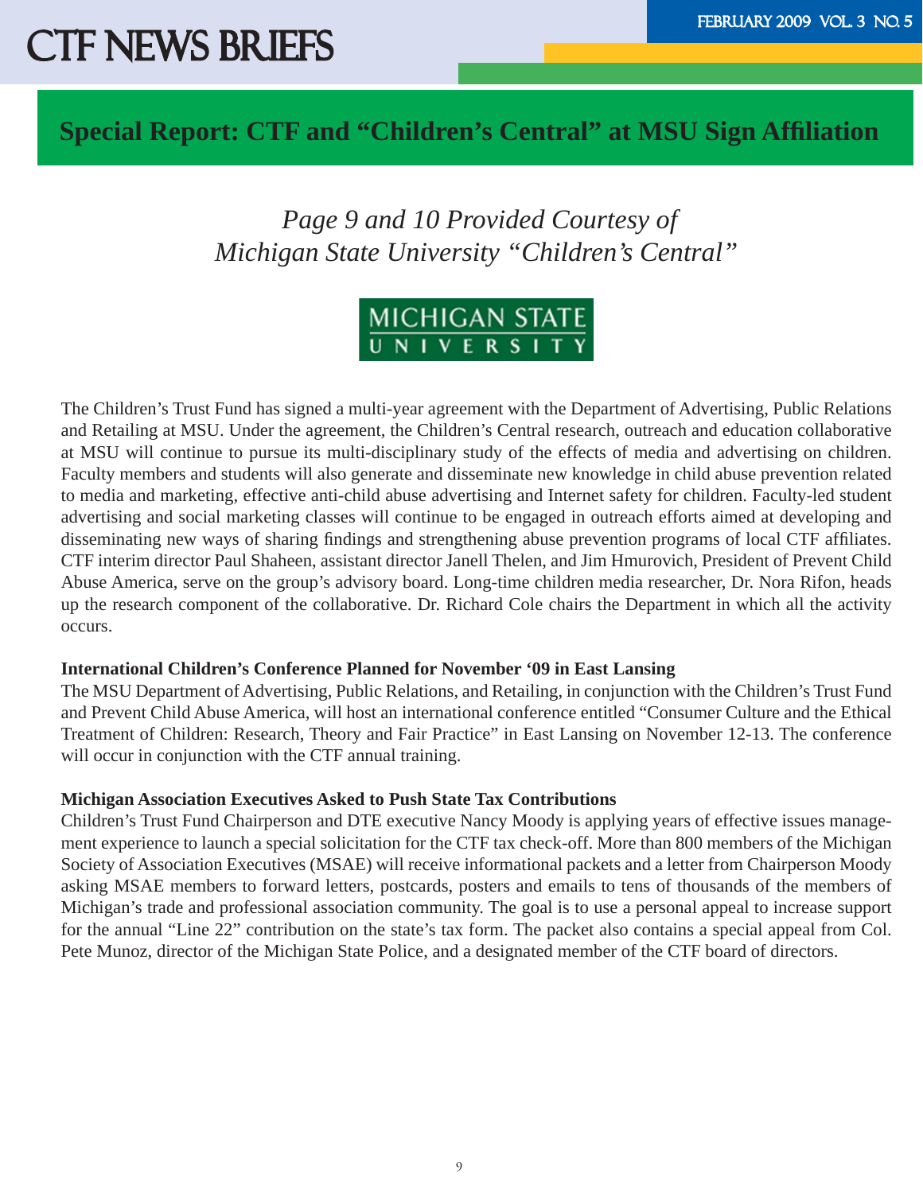## Special Report: CTF and "Children's Central" at MSU Sign Affiliation

*Page 9 and 10 Provided Courtesy of*
*Michigan State University "Children's Central"*

MICHIGAN STATE UNIVERSITY

The Children's Trust Fund has signed a multi-year agreement with the Department of Advertising, Public Relations and Retailing at MSU. Under the agreement, the Children's Central research, outreach and education collaborative at MSU will continue to pursue its multi-disciplinary study of the effects of media and advertising on children. Faculty members and students will also generate and disseminate new knowledge in child abuse prevention related to media and marketing, effective anti-child abuse advertising and Internet safety for children. Faculty-led student advertising and social marketing classes will continue to be engaged in outreach efforts aimed at developing and disseminating new ways of sharing findings and strengthening abuse prevention programs of local CTF affiliates. CTF interim director Paul Shaheen, assistant director Janell Thelen, and Jim Hmurovich, President of Prevent Child Abuse America, serve on the group's advisory board. Long-time children media researcher, Dr. Nora Rifon, heads up the research component of the collaborative. Dr. Richard Cole chairs the Department in which all the activity occurs.

**International Children's Conference Planned for November '09 in East Lansing**

The MSU Department of Advertising, Public Relations, and Retailing, in conjunction with the Children's Trust Fund and Prevent Child Abuse America, will host an international conference entitled "Consumer Culture and the Ethical Treatment of Children: Research, Theory and Fair Practice" in East Lansing on November 12-13. The conference will occur in conjunction with the CTF annual training.

**Michigan Association Executives Asked to Push State Tax Contributions**

Children's Trust Fund Chairperson and DTE executive Nancy Moody is applying years of effective issues management experience to launch a special solicitation for the CTF tax check-off. More than 800 members of the Michigan Society of Association Executives (MSAE) will receive informational packets and a letter from Chairperson Moody asking MSAE members to forward letters, postcards, posters and emails to tens of thousands of the members of Michigan's trade and professional association community. The goal is to use a personal appeal to increase support for the annual "Line 22" contribution on the state's tax form. The packet also contains a special appeal from Col. Pete Munoz, director of the Michigan State Police, and a designated member of the CTF board of directors.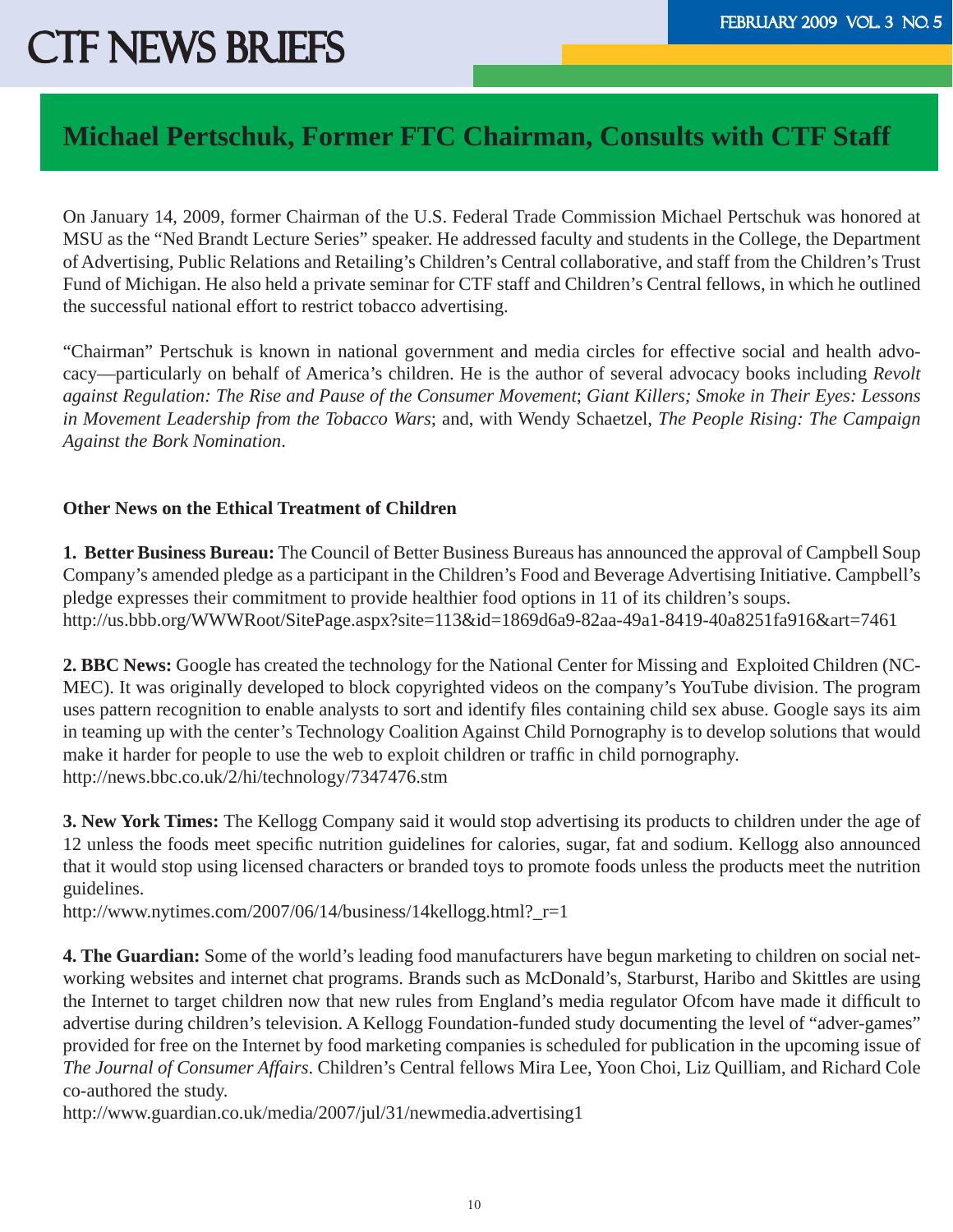## Michael Pertschuk, Former FTC Chairman, Consults with CTF Staff

On January 14, 2009, former Chairman of the U.S. Federal Trade Commission Michael Pertschuk was honored at MSU as the "Ned Brandt Lecture Series" speaker. He addressed faculty and students in the College, the Department of Advertising, Public Relations and Retailing's Children's Central collaborative, and staff from the Children's Trust Fund of Michigan. He also held a private seminar for CTF staff and Children's Central fellows, in which he outlined the successful national effort to restrict tobacco advertising.

"Chairman" Pertschuk is known in national government and media circles for effective social and health advocacy—particularly on behalf of America's children. He is the author of several advocacy books including *Revolt against Regulation: The Rise and Pause of the Consumer Movement*; *Giant Killers; Smoke in Their Eyes: Lessons in Movement Leadership from the Tobacco Wars*; and, with Wendy Schaetzel, *The People Rising: The Campaign Against the Bork Nomination*.

**Other News on the Ethical Treatment of Children**

**1. Better Business Bureau:** The Council of Better Business Bureaus has announced the approval of Campbell Soup Company's amended pledge as a participant in the Children's Food and Beverage Advertising Initiative. Campbell's pledge expresses their commitment to provide healthier food options in 11 of its children's soups.
http://us.bbb.org/WWWRoot/SitePage.aspx?site=113&id=1869d6a9-82aa-49a1-8419-40a8251fa916&art=7461

**2. BBC News:** Google has created the technology for the National Center for Missing and Exploited Children (NCMEC). It was originally developed to block copyrighted videos on the company's YouTube division. The program uses pattern recognition to enable analysts to sort and identify files containing child sex abuse. Google says its aim in teaming up with the center's Technology Coalition Against Child Pornography is to develop solutions that would make it harder for people to use the web to exploit children or traffic in child pornography.
http://news.bbc.co.uk/2/hi/technology/7347476.stm

**3. New York Times:** The Kellogg Company said it would stop advertising its products to children under the age of 12 unless the foods meet specific nutrition guidelines for calories, sugar, fat and sodium. Kellogg also announced that it would stop using licensed characters or branded toys to promote foods unless the products meet the nutrition guidelines.
http://www.nytimes.com/2007/06/14/business/14kellogg.html?_r=1

**4. The Guardian:** Some of the world's leading food manufacturers have begun marketing to children on social networking websites and internet chat programs. Brands such as McDonald's, Starburst, Haribo and Skittles are using the Internet to target children now that new rules from England's media regulator Ofcom have made it difficult to advertise during children's television. A Kellogg Foundation-funded study documenting the level of "adver-games" provided for free on the Internet by food marketing companies is scheduled for publication in the upcoming issue of *The Journal of Consumer Affairs*. Children's Central fellows Mira Lee, Yoon Choi, Liz Quilliam, and Richard Cole co-authored the study.
http://www.guardian.co.uk/media/2007/jul/31/newmedia.advertising1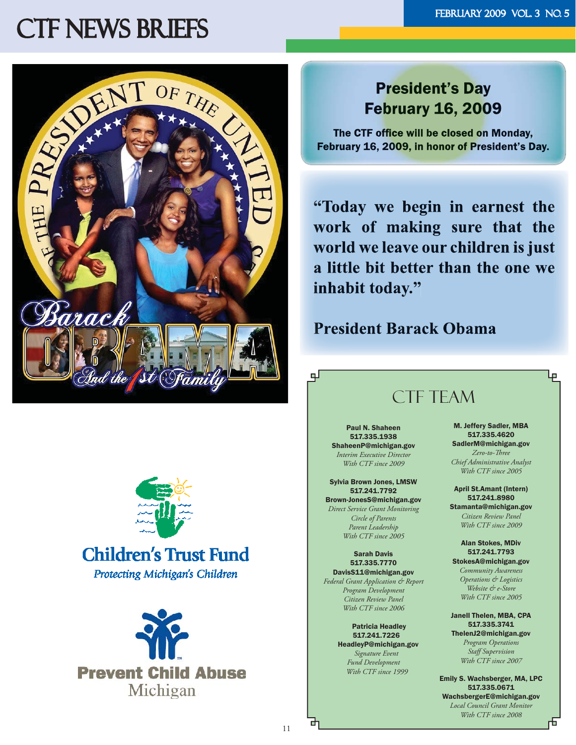# CTF NEWS BRIEFS

## President's Day February 16, 2009

The CTF office will be closed on Monday, February 16, 2009, in honor of President's Day.

**"Today we begin in earnest the work of making sure that the world we leave our children is just a little bit better than the one we inhabit today."**

**President Barack Obama**

## CTF TEAM

**Paul N. Shaheen**
**517.335.1938**
**ShaheenP@michigan.gov**
*Interim Executive Director*
*With CTF since 2009*

**Sylvia Brown Jones, LMSW**
**517.241.7792**
**Brown-JonesS@michigan.gov**
*Direct Service Grant Monitoring*
*Circle of Parents*
*Parent Leadership*
*With CTF since 2005*

**Sarah Davis**
**517.335.7770**
**DavisS11@michigan.gov**
*Federal Grant Application & Report*
*Program Development*
*Citizen Review Panel*
*With CTF since 2006*

**Patricia Headley**
**517.241.7226**
**HeadleyP@michigan.gov**
*Signature Event*
*Fund Development*
*With CTF since 1999*

**M. Jeffery Sadler, MBA**
**517.335.4620**
**SadlerM@michigan.gov**
*Zero-to-Three*
*Chief Administrative Analyst*
*With CTF since 2005*

**April St.Amant (Intern)**
**517.241.8980**
**Stamanta@michigan.gov**
*Citizen Review Panel*
*With CTF since 2009*

**Alan Stokes, MDiv**
**517.241.7793**
**StokesA@michigan.gov**
*Community Awareness*
*Operations & Logistics*
*Website & e-Store*
*With CTF since 2005*

**Janell Thelen, MBA, CPA**
**517.335.3741**
**ThelenJ2@michigan.gov**
*Program Operations*
*Staff Supervision*
*With CTF since 2007*

**Emily S. Wachsberger, MA, LPC**
**517.335.0671**
**WachsbergerE@michigan.gov**
*Local Council Grant Monitor*
*With CTF since 2008*

Children's Trust Fund
*Protecting Michigan's Children*

Prevent Child Abuse
Michigan